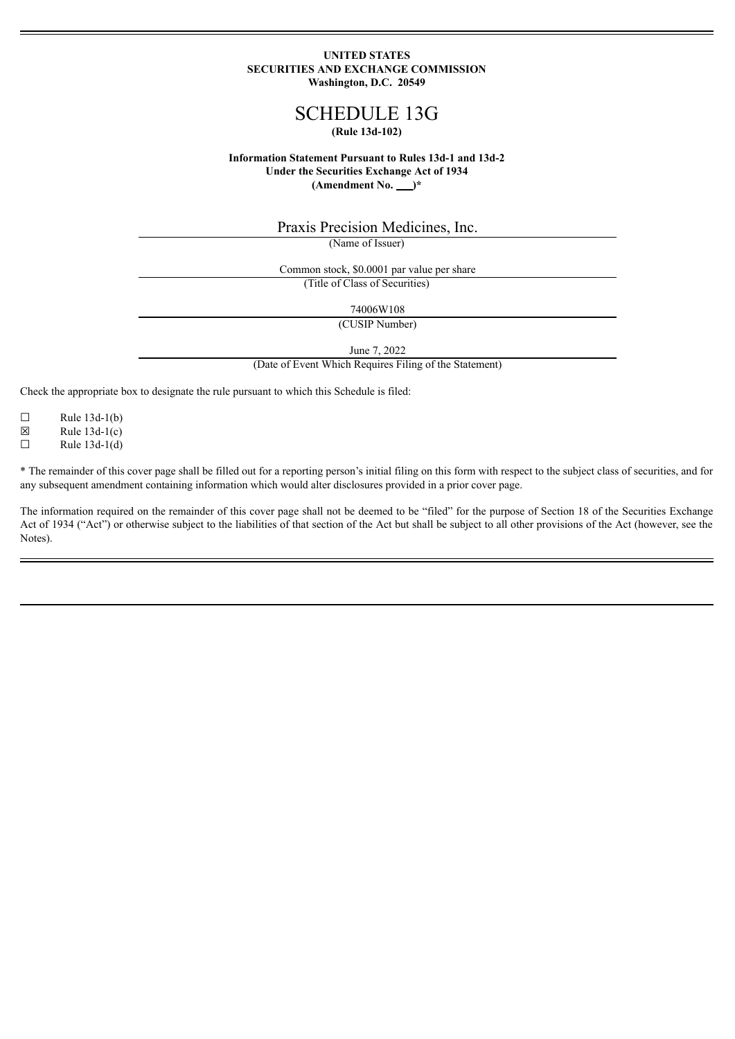**UNITED STATES**
**SECURITIES AND EXCHANGE COMMISSION**
**Washington, D.C. 20549**

# SCHEDULE 13G

**(Rule 13d-102)**

**Information Statement Pursuant to Rules 13d-1 and 13d-2**
**Under the Securities Exchange Act of 1934**
**(Amendment No. \_\_\_)***

Praxis Precision Medicines, Inc.
(Name of Issuer)

Common stock, $0.0001 par value per share
(Title of Class of Securities)

74006W108
(CUSIP Number)

June 7, 2022
(Date of Event Which Requires Filing of the Statement)

Check the appropriate box to designate the rule pursuant to which this Schedule is filed:

☐ Rule 13d-1(b)
☒ Rule 13d-1(c)
☐ Rule 13d-1(d)

* The remainder of this cover page shall be filled out for a reporting person's initial filing on this form with respect to the subject class of securities, and for any subsequent amendment containing information which would alter disclosures provided in a prior cover page.

The information required on the remainder of this cover page shall not be deemed to be "filed" for the purpose of Section 18 of the Securities Exchange Act of 1934 ("Act") or otherwise subject to the liabilities of that section of the Act but shall be subject to all other provisions of the Act (however, see the Notes).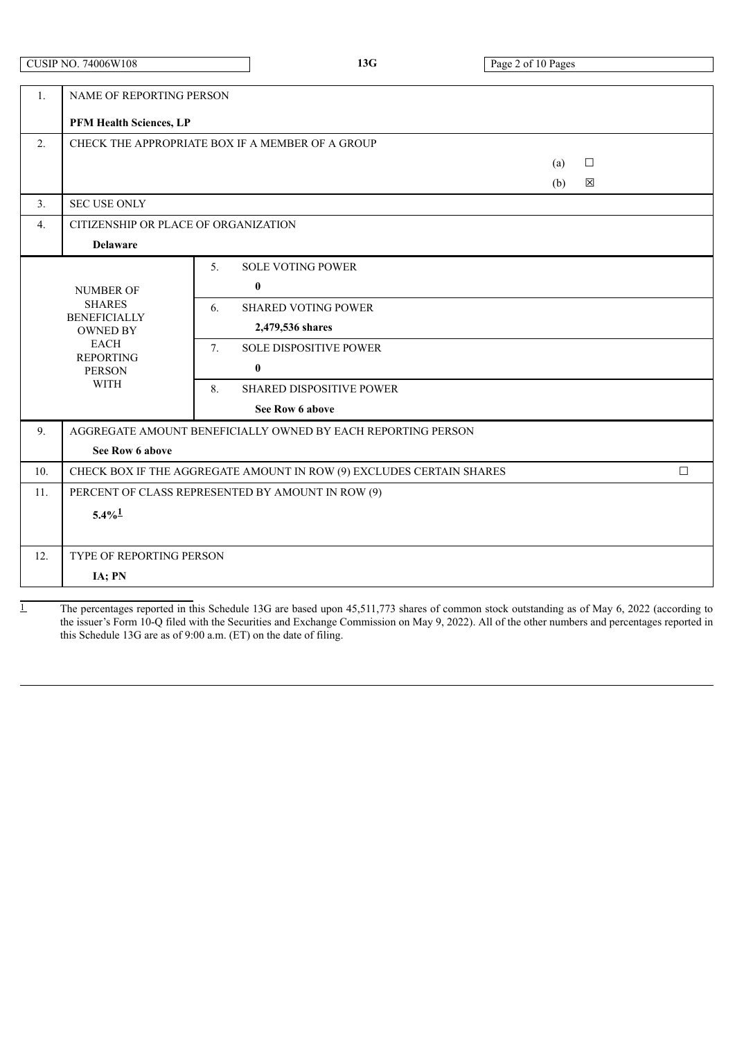CUSIP NO. 74006W108 | 13G

| | | | |
|---|---|---|---|
| 1. | NAME OF REPORTING PERSON<br><br>**PFM Health Sciences, LP** | | |
| 2. | CHECK THE APPROPRIATE BOX IF A MEMBER OF A GROUP<br>(a) ☐<br>(b) ☒ | | |
| 3. | SEC USE ONLY | | |
| 4. | CITIZENSHIP OR PLACE OF ORGANIZATION<br><br>**Delaware** | | |
| NUMBER OF SHARES BENEFICIALLY OWNED BY EACH REPORTING PERSON WITH | | 5. | SOLE VOTING POWER<br><br>**0** |
| | | 6. | SHARED VOTING POWER<br><br>**2,479,536 shares** |
| | | 7. | SOLE DISPOSITIVE POWER<br><br>**0** |
| | | 8. | SHARED DISPOSITIVE POWER<br><br>**See Row 6 above** |
| 9. | AGGREGATE AMOUNT BENEFICIALLY OWNED BY EACH REPORTING PERSON<br><br>**See Row 6 above** | | |
| 10. | CHECK BOX IF THE AGGREGATE AMOUNT IN ROW (9) EXCLUDES CERTAIN SHARES ☐ | | |
| 11. | PERCENT OF CLASS REPRESENTED BY AMOUNT IN ROW (9)<br><br>**5.4%**[1] | | |
| 12. | TYPE OF REPORTING PERSON<br><br>**IA; PN** | | |

[1] The percentages reported in this Schedule 13G are based upon 45,511,773 shares of common stock outstanding as of May 6, 2022 (according to the issuer's Form 10-Q filed with the Securities and Exchange Commission on May 9, 2022). All of the other numbers and percentages reported in this Schedule 13G are as of 9:00 a.m. (ET) on the date of filing.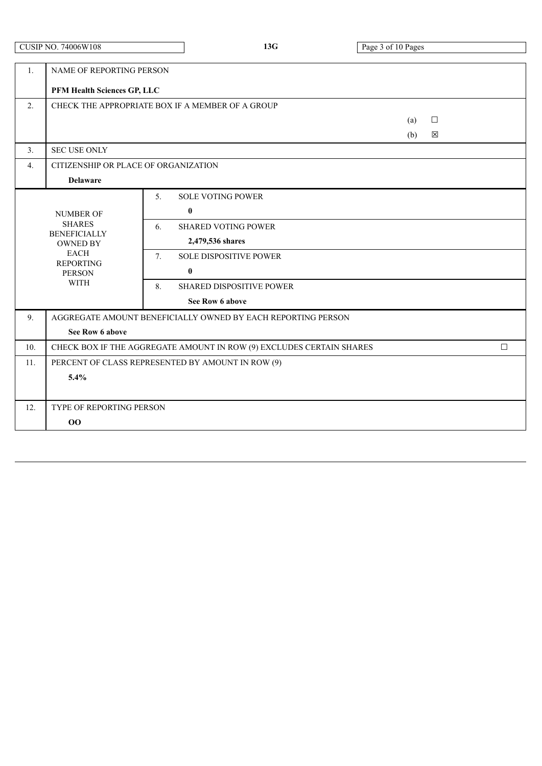| CUSIP NO. 74006W108 | 13G | |
|---|---|---|

| 1. | NAME OF REPORTING PERSON<br><br>**PFM Health Sciences GP, LLC** | |
|---|---|---|
| 2. | CHECK THE APPROPRIATE BOX IF A MEMBER OF A GROUP<br>(a) ☐<br>(b) ☒ | |
| 3. | SEC USE ONLY | |
| 4. | CITIZENSHIP OR PLACE OF ORGANIZATION<br><br>**Delaware** | |
| NUMBER OF SHARES BENEFICIALLY OWNED BY EACH REPORTING PERSON WITH | 5. SOLE VOTING POWER<br><br>**0** | |
| | 6. SHARED VOTING POWER<br><br>**2,479,536 shares** | |
| | 7. SOLE DISPOSITIVE POWER<br><br>**0** | |
| | 8. SHARED DISPOSITIVE POWER<br><br>**See Row 6 above** | |
| 9. | AGGREGATE AMOUNT BENEFICIALLY OWNED BY EACH REPORTING PERSON<br><br>**See Row 6 above** | |
| 10. | CHECK BOX IF THE AGGREGATE AMOUNT IN ROW (9) EXCLUDES CERTAIN SHARES | ☐ |
| 11. | PERCENT OF CLASS REPRESENTED BY AMOUNT IN ROW (9)<br><br>**5.4%** | |
| 12. | TYPE OF REPORTING PERSON<br><br>**OO** | |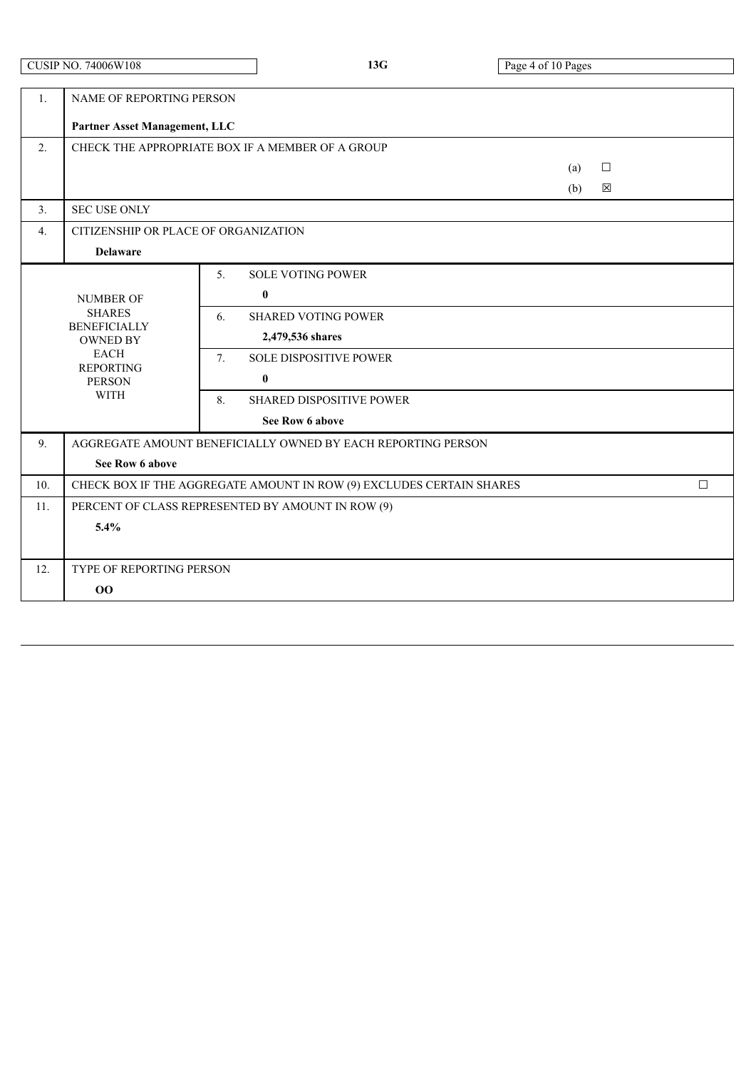CUSIP NO. 74006W108 | 13G

| | | | |
|---|---|---|---|
| 1. | NAME OF REPORTING PERSON<br><br>**Partner Asset Management, LLC** | | |
| 2. | CHECK THE APPROPRIATE BOX IF A MEMBER OF A GROUP<br>(a) ☐<br>(b) ☒ | | |
| 3. | SEC USE ONLY | | |
| 4. | CITIZENSHIP OR PLACE OF ORGANIZATION<br><br>**Delaware** | | |
| NUMBER OF SHARES BENEFICIALLY OWNED BY EACH REPORTING PERSON WITH | | 5. | SOLE VOTING POWER<br><br>**0** |
| | | 6. | SHARED VOTING POWER<br><br>**2,479,536 shares** |
| | | 7. | SOLE DISPOSITIVE POWER<br><br>**0** |
| | | 8. | SHARED DISPOSITIVE POWER<br><br>**See Row 6 above** |
| 9. | AGGREGATE AMOUNT BENEFICIALLY OWNED BY EACH REPORTING PERSON<br><br>**See Row 6 above** | | |
| 10. | CHECK BOX IF THE AGGREGATE AMOUNT IN ROW (9) EXCLUDES CERTAIN SHARES ☐ | | |
| 11. | PERCENT OF CLASS REPRESENTED BY AMOUNT IN ROW (9)<br><br>**5.4%** | | |
| 12. | TYPE OF REPORTING PERSON<br><br>**OO** | | |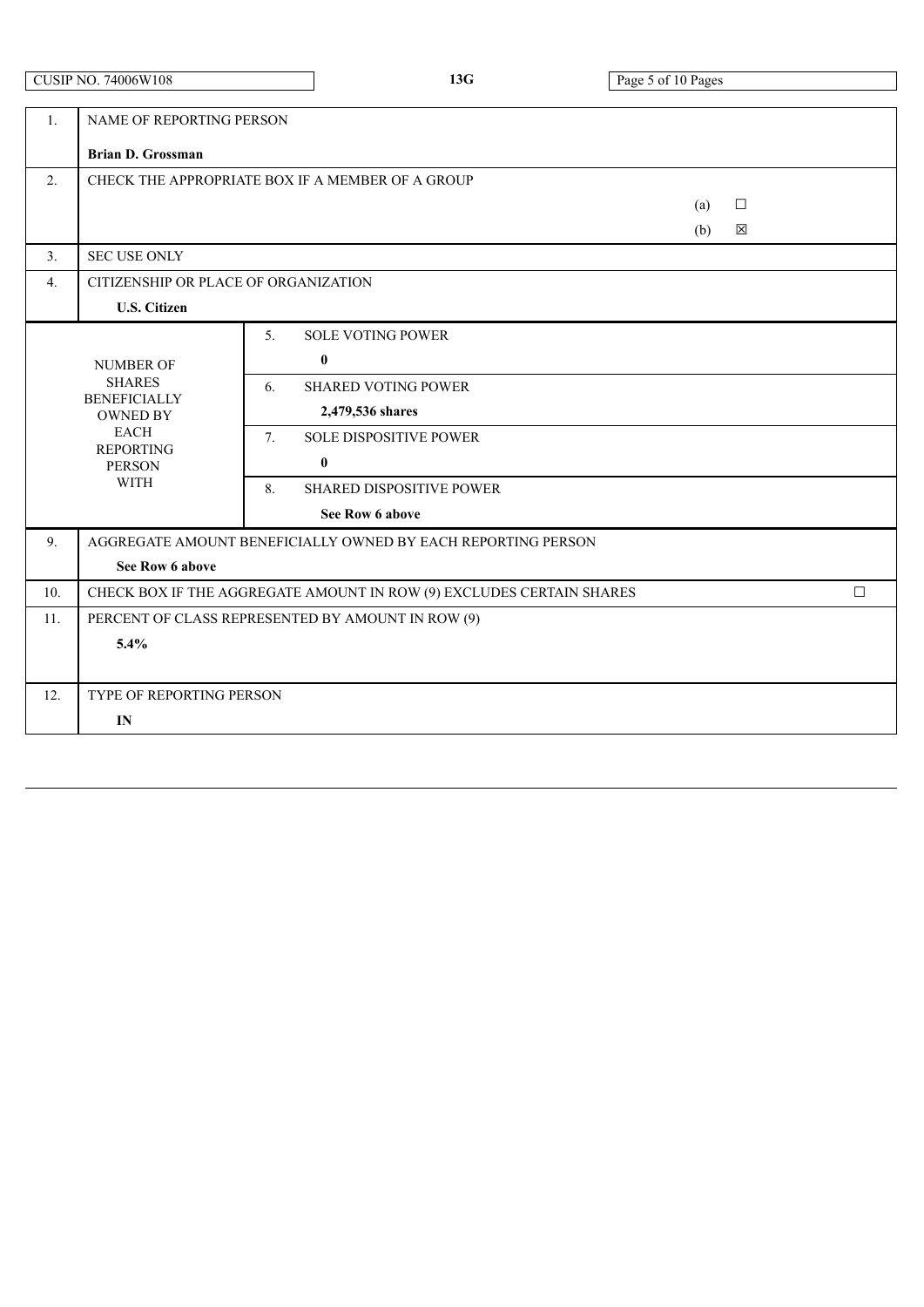CUSIP NO. 74006W108 | 13G

| | |
|---|---|
| 1. | NAME OF REPORTING PERSON<br><br>**Brian D. Grossman** |
| 2. | CHECK THE APPROPRIATE BOX IF A MEMBER OF A GROUP<br>(a) ☐<br>(b) ☒ |
| 3. | SEC USE ONLY |
| 4. | CITIZENSHIP OR PLACE OF ORGANIZATION<br><br>**U.S. Citizen** |

| NUMBER OF SHARES BENEFICIALLY OWNED BY EACH REPORTING PERSON WITH | | |
|---|---|---|
| | 5. | SOLE VOTING POWER<br><br>**0** |
| | 6. | SHARED VOTING POWER<br><br>**2,479,536 shares** |
| | 7. | SOLE DISPOSITIVE POWER<br><br>**0** |
| | 8. | SHARED DISPOSITIVE POWER<br><br>**See Row 6 above** |

| | |
|---|---|
| 9. | AGGREGATE AMOUNT BENEFICIALLY OWNED BY EACH REPORTING PERSON<br><br>**See Row 6 above** |
| 10. | CHECK BOX IF THE AGGREGATE AMOUNT IN ROW (9) EXCLUDES CERTAIN SHARES ☐ |
| 11. | PERCENT OF CLASS REPRESENTED BY AMOUNT IN ROW (9)<br><br>**5.4%** |
| 12. | TYPE OF REPORTING PERSON<br><br>**IN** |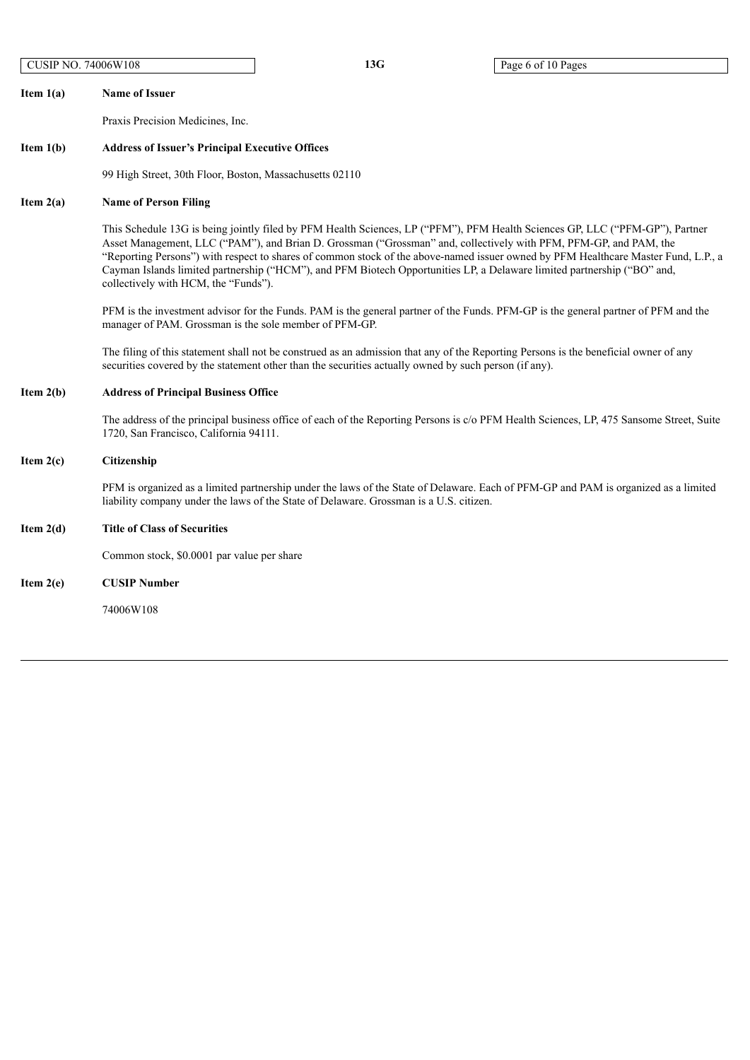**Item 1(a)** **Name of Issuer**

Praxis Precision Medicines, Inc.

**Item 1(b)** **Address of Issuer's Principal Executive Offices**

99 High Street, 30th Floor, Boston, Massachusetts 02110

**Item 2(a)** **Name of Person Filing**

This Schedule 13G is being jointly filed by PFM Health Sciences, LP ("PFM"), PFM Health Sciences GP, LLC ("PFM-GP"), Partner Asset Management, LLC ("PAM"), and Brian D. Grossman ("Grossman" and, collectively with PFM, PFM-GP, and PAM, the "Reporting Persons") with respect to shares of common stock of the above-named issuer owned by PFM Healthcare Master Fund, L.P., a Cayman Islands limited partnership ("HCM"), and PFM Biotech Opportunities LP, a Delaware limited partnership ("BO" and, collectively with HCM, the "Funds").

PFM is the investment advisor for the Funds. PAM is the general partner of the Funds. PFM-GP is the general partner of PFM and the manager of PAM. Grossman is the sole member of PFM-GP.

The filing of this statement shall not be construed as an admission that any of the Reporting Persons is the beneficial owner of any securities covered by the statement other than the securities actually owned by such person (if any).

**Item 2(b)** **Address of Principal Business Office**

The address of the principal business office of each of the Reporting Persons is c/o PFM Health Sciences, LP, 475 Sansome Street, Suite 1720, San Francisco, California 94111.

**Item 2(c)** **Citizenship**

PFM is organized as a limited partnership under the laws of the State of Delaware. Each of PFM-GP and PAM is organized as a limited liability company under the laws of the State of Delaware. Grossman is a U.S. citizen.

**Item 2(d)** **Title of Class of Securities**

Common stock, $0.0001 par value per share

**Item 2(e)** **CUSIP Number**

74006W108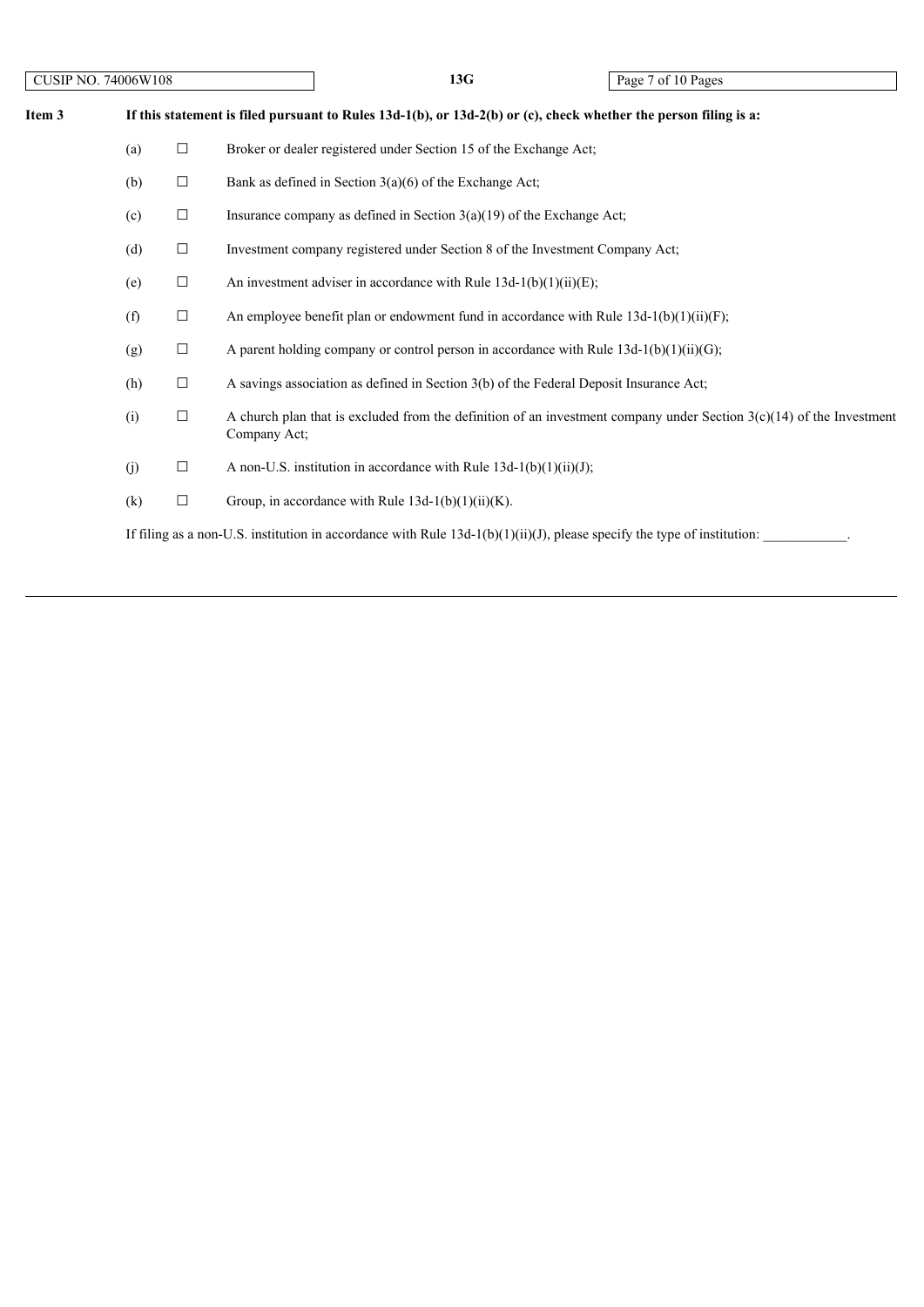**Item 3** **If this statement is filed pursuant to Rules 13d-1(b), or 13d-2(b) or (c), check whether the person filing is a:**

(a) ☐ Broker or dealer registered under Section 15 of the Exchange Act;

(b) ☐ Bank as defined in Section 3(a)(6) of the Exchange Act;

(c) ☐ Insurance company as defined in Section 3(a)(19) of the Exchange Act;

(d) ☐ Investment company registered under Section 8 of the Investment Company Act;

(e) ☐ An investment adviser in accordance with Rule 13d-1(b)(1)(ii)(E);

(f) ☐ An employee benefit plan or endowment fund in accordance with Rule 13d-1(b)(1)(ii)(F);

(g) ☐ A parent holding company or control person in accordance with Rule 13d-1(b)(1)(ii)(G);

(h) ☐ A savings association as defined in Section 3(b) of the Federal Deposit Insurance Act;

(i) ☐ A church plan that is excluded from the definition of an investment company under Section 3(c)(14) of the Investment Company Act;

(j) ☐ A non-U.S. institution in accordance with Rule 13d-1(b)(1)(ii)(J);

(k) ☐ Group, in accordance with Rule 13d-1(b)(1)(ii)(K).

If filing as a non-U.S. institution in accordance with Rule 13d-1(b)(1)(ii)(J), please specify the type of institution: ____________.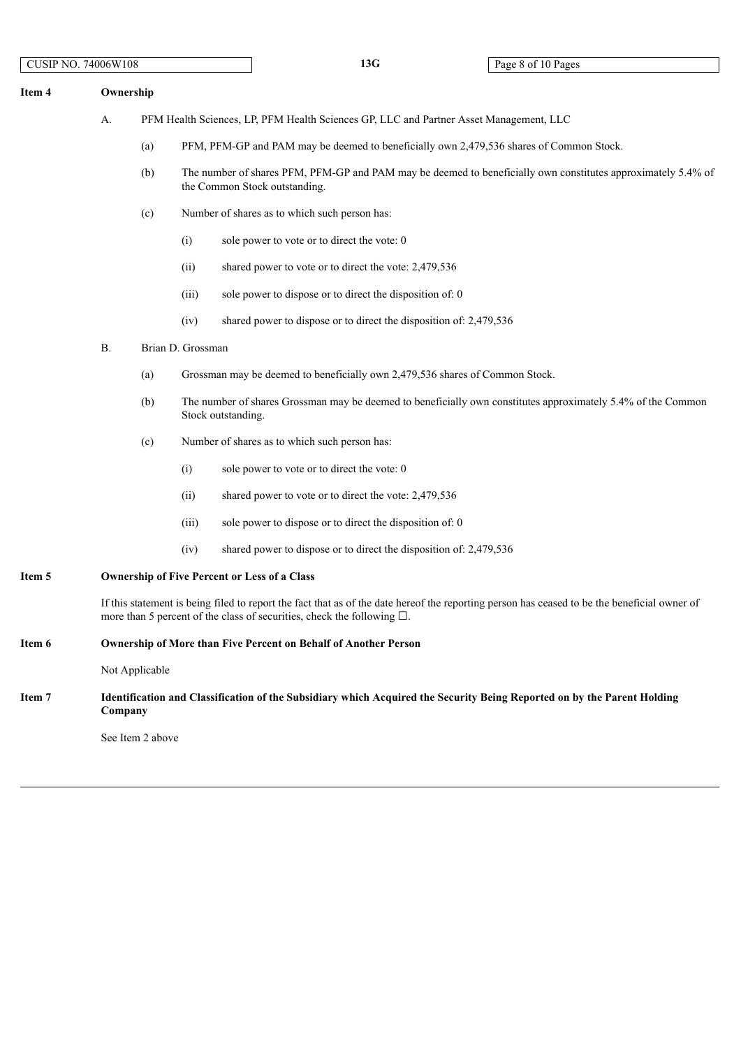**Item 4 Ownership**

A. PFM Health Sciences, LP, PFM Health Sciences GP, LLC and Partner Asset Management, LLC

(a) PFM, PFM-GP and PAM may be deemed to beneficially own 2,479,536 shares of Common Stock.

(b) The number of shares PFM, PFM-GP and PAM may be deemed to beneficially own constitutes approximately 5.4% of the Common Stock outstanding.

(c) Number of shares as to which such person has:

(i) sole power to vote or to direct the vote: 0

(ii) shared power to vote or to direct the vote: 2,479,536

(iii) sole power to dispose or to direct the disposition of: 0

(iv) shared power to dispose or to direct the disposition of: 2,479,536

B. Brian D. Grossman

(a) Grossman may be deemed to beneficially own 2,479,536 shares of Common Stock.

(b) The number of shares Grossman may be deemed to beneficially own constitutes approximately 5.4% of the Common Stock outstanding.

(c) Number of shares as to which such person has:

(i) sole power to vote or to direct the vote: 0

(ii) shared power to vote or to direct the vote: 2,479,536

(iii) sole power to dispose or to direct the disposition of: 0

(iv) shared power to dispose or to direct the disposition of: 2,479,536

**Item 5 Ownership of Five Percent or Less of a Class**

If this statement is being filed to report the fact that as of the date hereof the reporting person has ceased to be the beneficial owner of more than 5 percent of the class of securities, check the following ☐.

**Item 6 Ownership of More than Five Percent on Behalf of Another Person**

Not Applicable

**Item 7 Identification and Classification of the Subsidiary which Acquired the Security Being Reported on by the Parent Holding Company**

See Item 2 above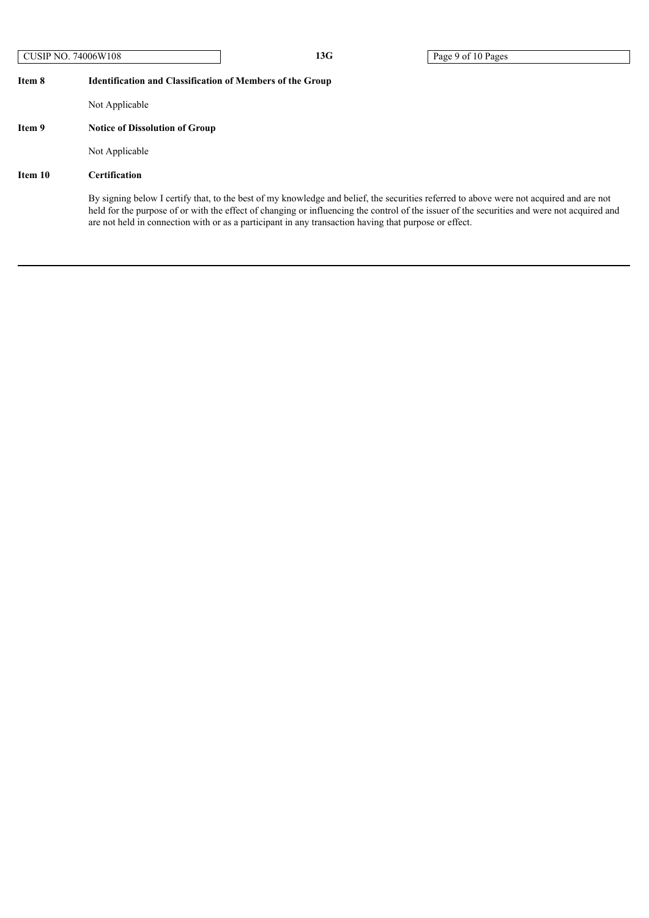**Item 8 Identification and Classification of Members of the Group**

Not Applicable

**Item 9 Notice of Dissolution of Group**

Not Applicable

**Item 10 Certification**

By signing below I certify that, to the best of my knowledge and belief, the securities referred to above were not acquired and are not held for the purpose of or with the effect of changing or influencing the control of the issuer of the securities and were not acquired and are not held in connection with or as a participant in any transaction having that purpose or effect.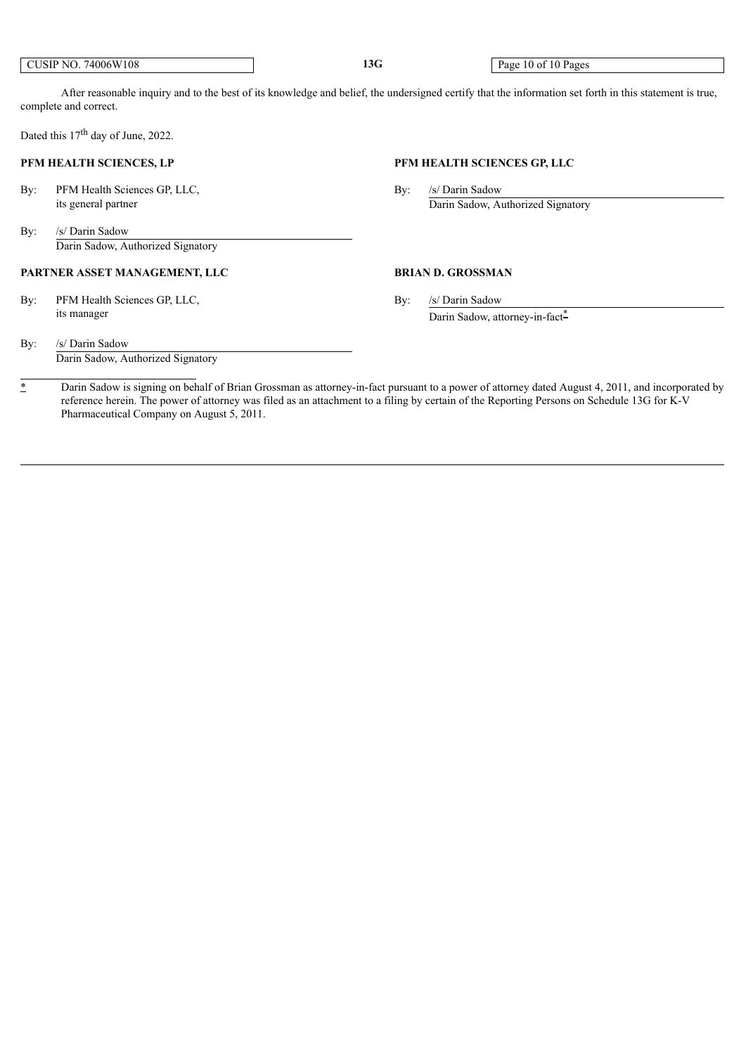After reasonable inquiry and to the best of its knowledge and belief, the undersigned certify that the information set forth in this statement is true, complete and correct.

Dated this 17th day of June, 2022.

**PFM HEALTH SCIENCES, LP**

By: PFM Health Sciences GP, LLC,
its general partner

By: /s/ Darin Sadow
Darin Sadow, Authorized Signatory

**PFM HEALTH SCIENCES GP, LLC**

By: /s/ Darin Sadow
Darin Sadow, Authorized Signatory

**PARTNER ASSET MANAGEMENT, LLC**

By: PFM Health Sciences GP, LLC,
its manager

By: /s/ Darin Sadow
Darin Sadow, Authorized Signatory

**BRIAN D. GROSSMAN**

By: /s/ Darin Sadow
Darin Sadow, attorney-in-fact*

---

* Darin Sadow is signing on behalf of Brian Grossman as attorney-in-fact pursuant to a power of attorney dated August 4, 2011, and incorporated by reference herein. The power of attorney was filed as an attachment to a filing by certain of the Reporting Persons on Schedule 13G for K-V Pharmaceutical Company on August 5, 2011.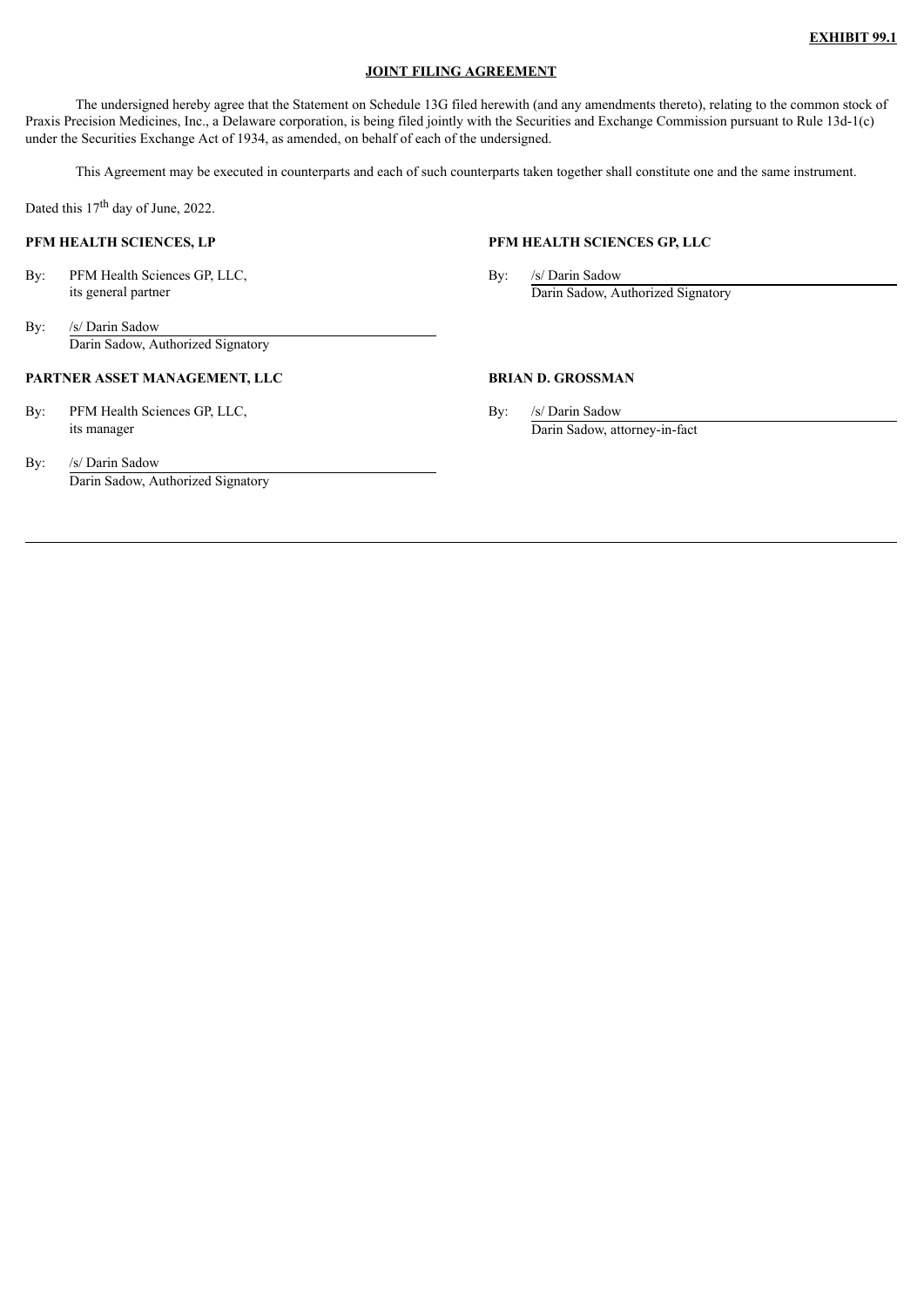**EXHIBIT 99.1**

**JOINT FILING AGREEMENT**

The undersigned hereby agree that the Statement on Schedule 13G filed herewith (and any amendments thereto), relating to the common stock of Praxis Precision Medicines, Inc., a Delaware corporation, is being filed jointly with the Securities and Exchange Commission pursuant to Rule 13d-1(c) under the Securities Exchange Act of 1934, as amended, on behalf of each of the undersigned.

This Agreement may be executed in counterparts and each of such counterparts taken together shall constitute one and the same instrument.

Dated this 17th day of June, 2022.

**PFM HEALTH SCIENCES, LP**

By: PFM Health Sciences GP, LLC, its general partner

By: /s/ Darin Sadow
Darin Sadow, Authorized Signatory

**PFM HEALTH SCIENCES GP, LLC**

By: /s/ Darin Sadow
Darin Sadow, Authorized Signatory

**PARTNER ASSET MANAGEMENT, LLC**

By: PFM Health Sciences GP, LLC, its manager

By: /s/ Darin Sadow
Darin Sadow, Authorized Signatory

**BRIAN D. GROSSMAN**

By: /s/ Darin Sadow
Darin Sadow, attorney-in-fact